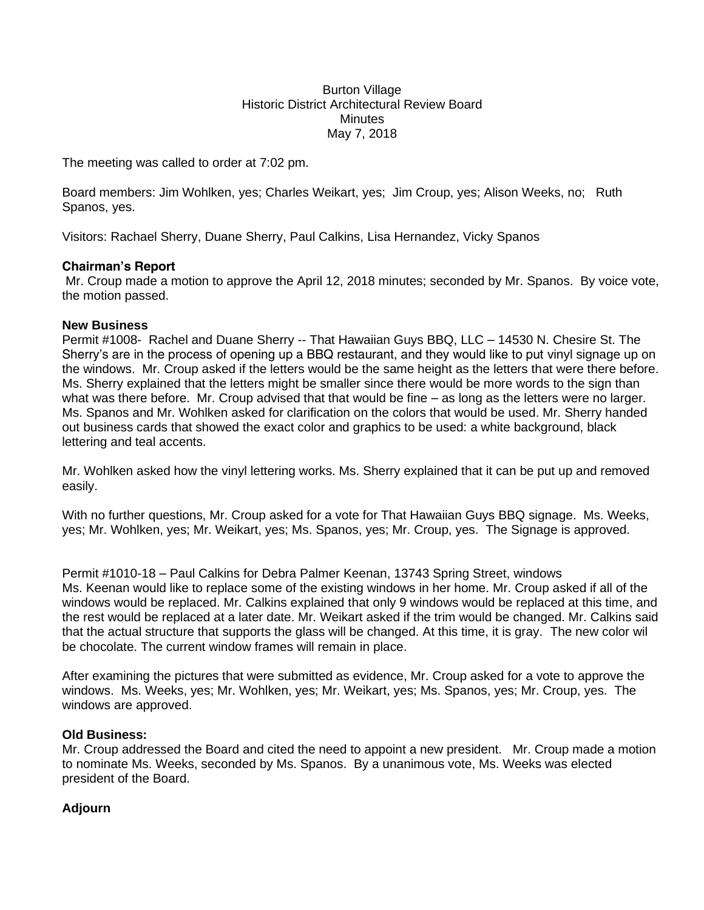Burton Village
Historic District Architectural Review Board
Minutes
May 7, 2018

The meeting was called to order at 7:02 pm.

Board members: Jim Wohlken, yes; Charles Weikart, yes; Jim Croup, yes; Alison Weeks, no; Ruth Spanos, yes.

Visitors: Rachael Sherry, Duane Sherry, Paul Calkins, Lisa Hernandez, Vicky Spanos

**Chairman's Report**

Mr. Croup made a motion to approve the April 12, 2018 minutes; seconded by Mr. Spanos. By voice vote, the motion passed.

**New Business**

Permit #1008- Rachel and Duane Sherry -- That Hawaiian Guys BBQ, LLC – 14530 N. Chesire St. The Sherry's are in the process of opening up a BBQ restaurant, and they would like to put vinyl signage up on the windows. Mr. Croup asked if the letters would be the same height as the letters that were there before. Ms. Sherry explained that the letters might be smaller since there would be more words to the sign than what was there before. Mr. Croup advised that that would be fine – as long as the letters were no larger. Ms. Spanos and Mr. Wohlken asked for clarification on the colors that would be used. Mr. Sherry handed out business cards that showed the exact color and graphics to be used: a white background, black lettering and teal accents.

Mr. Wohlken asked how the vinyl lettering works. Ms. Sherry explained that it can be put up and removed easily.

With no further questions, Mr. Croup asked for a vote for That Hawaiian Guys BBQ signage. Ms. Weeks, yes; Mr. Wohlken, yes; Mr. Weikart, yes; Ms. Spanos, yes; Mr. Croup, yes. The Signage is approved.

Permit #1010-18 – Paul Calkins for Debra Palmer Keenan, 13743 Spring Street, windows
Ms. Keenan would like to replace some of the existing windows in her home. Mr. Croup asked if all of the windows would be replaced. Mr. Calkins explained that only 9 windows would be replaced at this time, and the rest would be replaced at a later date. Mr. Weikart asked if the trim would be changed. Mr. Calkins said that the actual structure that supports the glass will be changed. At this time, it is gray. The new color wil be chocolate. The current window frames will remain in place.

After examining the pictures that were submitted as evidence, Mr. Croup asked for a vote to approve the windows. Ms. Weeks, yes; Mr. Wohlken, yes; Mr. Weikart, yes; Ms. Spanos, yes; Mr. Croup, yes. The windows are approved.

**Old Business:**

Mr. Croup addressed the Board and cited the need to appoint a new president. Mr. Croup made a motion to nominate Ms. Weeks, seconded by Ms. Spanos. By a unanimous vote, Ms. Weeks was elected president of the Board.

**Adjourn**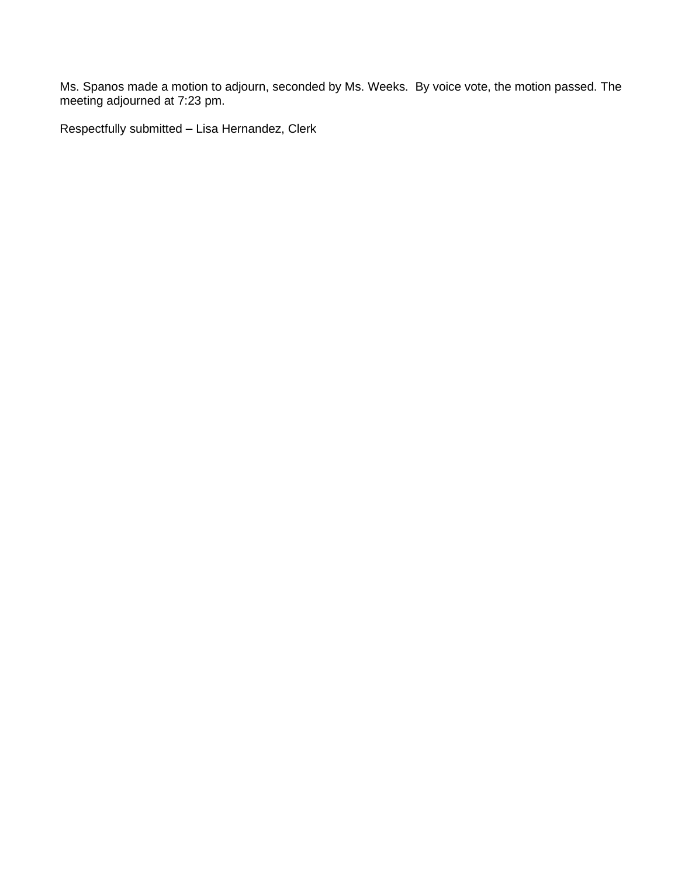Ms. Spanos made a motion to adjourn, seconded by Ms. Weeks. By voice vote, the motion passed. The meeting adjourned at 7:23 pm.

Respectfully submitted – Lisa Hernandez, Clerk